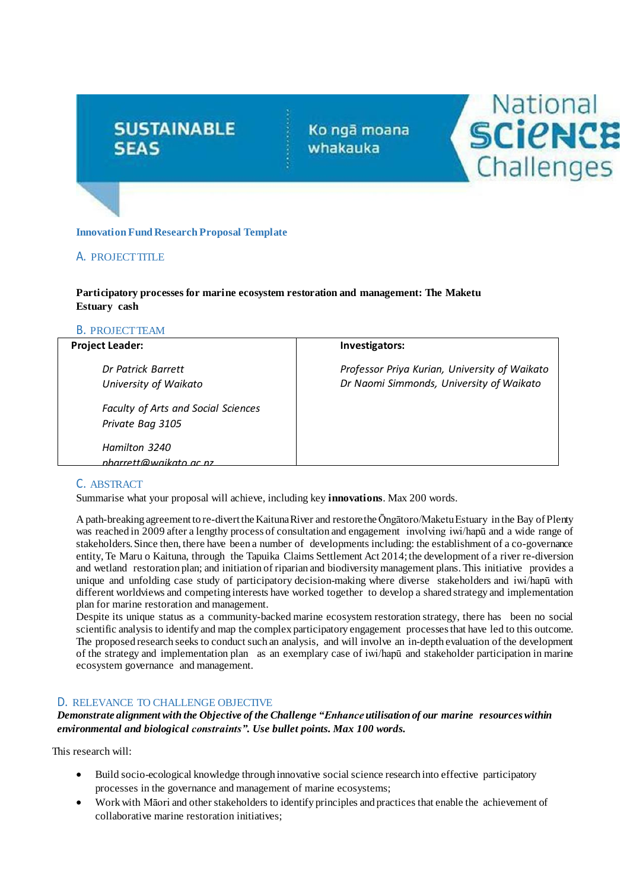SUSTAINABLE SEAS | Ko ngā moana whakauka | National Science Challenges

**Innovation Fund Research Proposal Template**

## A. PROJECT TITLE

**Participatory processes for marine ecosystem restoration and management: The Maketu Estuary cash**

## B. PROJECT TEAM

| **Project Leader:** | **Investigators:** |
|---|---|
| *Dr Patrick Barrett*<br>*University of Waikato*<br><br>*Faculty of Arts and Social Sciences*<br>*Private Bag 3105*<br><br>*Hamilton 3240*<br>*pbarrett@waikato.ac.nz* | *Professor Priya Kurian, University of Waikato*<br>*Dr Naomi Simmonds, University of Waikato* |

## C. ABSTRACT

Summarise what your proposal will achieve, including key **innovations**. Max 200 words.

A path-breaking agreement to re-divert the Kaituna River and restore the Ōngātoro/Maketu Estuary in the Bay of Plenty was reached in 2009 after a lengthy process of consultation and engagement involving iwi/hapū and a wide range of stakeholders. Since then, there have been a number of developments including: the establishment of a co-governance entity, Te Maru o Kaituna, through the Tapuika Claims Settlement Act 2014; the development of a river re-diversion and wetland restoration plan; and initiation of riparian and biodiversity management plans. This initiative provides a unique and unfolding case study of participatory decision-making where diverse stakeholders and iwi/hapū with different worldviews and competing interests have worked together to develop a shared strategy and implementation plan for marine restoration and management.

Despite its unique status as a community-backed marine ecosystem restoration strategy, there has been no social scientific analysis to identify and map the complex participatory engagement processes that have led to this outcome. The proposed research seeks to conduct such an analysis, and will involve an in-depth evaluation of the development of the strategy and implementation plan as an exemplary case of iwi/hapū and stakeholder participation in marine ecosystem governance and management.

## D. RELEVANCE TO CHALLENGE OBJECTIVE

***Demonstrate alignment with the Objective of the Challenge "Enhance utilisation of our marine resources within environmental and biological constraints". Use bullet points. Max 100 words.***

This research will:

- Build socio-ecological knowledge through innovative social science research into effective participatory processes in the governance and management of marine ecosystems;
- Work with Māori and other stakeholders to identify principles and practices that enable the achievement of collaborative marine restoration initiatives;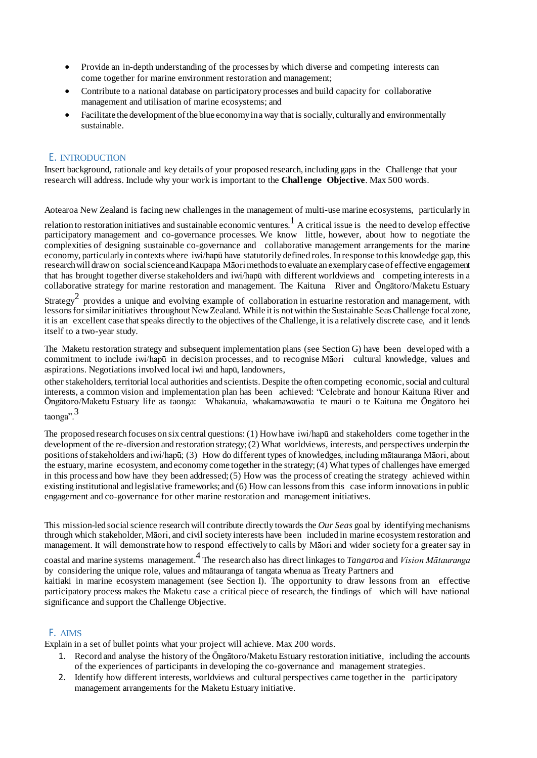- Provide an in-depth understanding of the processes by which diverse and competing interests can come together for marine environment restoration and management;
- Contribute to a national database on participatory processes and build capacity for collaborative management and utilisation of marine ecosystems; and
- Facilitate the development of the blue economy in a way that is socially, culturally and environmentally sustainable.

## E. INTRODUCTION

Insert background, rationale and key details of your proposed research, including gaps in the Challenge that your research will address. Include why your work is important to the **Challenge Objective**. Max 500 words.

Aotearoa New Zealand is facing new challenges in the management of multi-use marine ecosystems, particularly in relation to restoration initiatives and sustainable economic ventures.[1] A critical issue is the need to develop effective participatory management and co-governance processes. We know little, however, about how to negotiate the complexities of designing sustainable co-governance and collaborative management arrangements for the marine economy, particularly in contexts where iwi/hapū have statutorily defined roles. In response to this knowledge gap, this research will draw on social science and Kaupapa Māori methods to evaluate an exemplary case of effective engagement that has brought together diverse stakeholders and iwi/hapū with different worldviews and competing interests in a collaborative strategy for marine restoration and management. The Kaituna River and Ōngātoro/Maketu Estuary Strategy[2] provides a unique and evolving example of collaboration in estuarine restoration and management, with lessons for similar initiatives throughout New Zealand. While it is not within the Sustainable Seas Challenge focal zone, it is an excellent case that speaks directly to the objectives of the Challenge, it is a relatively discrete case, and it lends itself to a two-year study.

The Maketu restoration strategy and subsequent implementation plans (see Section G) have been developed with a commitment to include iwi/hapū in decision processes, and to recognise Māori cultural knowledge, values and aspirations. Negotiations involved local iwi and hapū, landowners, other stakeholders, territorial local authorities and scientists. Despite the often competing economic, social and cultural interests, a common vision and implementation plan has been achieved: "Celebrate and honour Kaituna River and Ōngātoro/Maketu Estuary life as taonga: Whakanuia, whakamawawatia te mauri o te Kaituna me Ōngātoro hei taonga".[3]

The proposed research focuses on six central questions: (1) How have iwi/hapū and stakeholders come together in the development of the re-diversion and restoration strategy; (2) What worldviews, interests, and perspectives underpin the positions of stakeholders and iwi/hapū; (3) How do different types of knowledges, including mātauranga Māori, about the estuary, marine ecosystem, and economy come together in the strategy; (4) What types of challenges have emerged in this process and how have they been addressed; (5) How was the process of creating the strategy achieved within existing institutional and legislative frameworks; and (6) How can lessons from this case inform innovations in public engagement and co-governance for other marine restoration and management initiatives.

This mission-led social science research will contribute directly towards the *Our Seas* goal by identifying mechanisms through which stakeholder, Māori, and civil society interests have been included in marine ecosystem restoration and management. It will demonstrate how to respond effectively to calls by Māori and wider society for a greater say in coastal and marine systems management.[4] The research also has direct linkages to *Tangaroa* and *Vision Mātauranga* by considering the unique role, values and mātauranga of tangata whenua as Treaty Partners and kaitiaki in marine ecosystem management (see Section I). The opportunity to draw lessons from an effective participatory process makes the Maketu case a critical piece of research, the findings of which will have national significance and support the Challenge Objective.

## F. AIMS

Explain in a set of bullet points what your project will achieve. Max 200 words.

1. Record and analyse the history of the Ōngātoro/Maketu Estuary restoration initiative, including the accounts of the experiences of participants in developing the co-governance and management strategies.
2. Identify how different interests, worldviews and cultural perspectives came together in the participatory management arrangements for the Maketu Estuary initiative.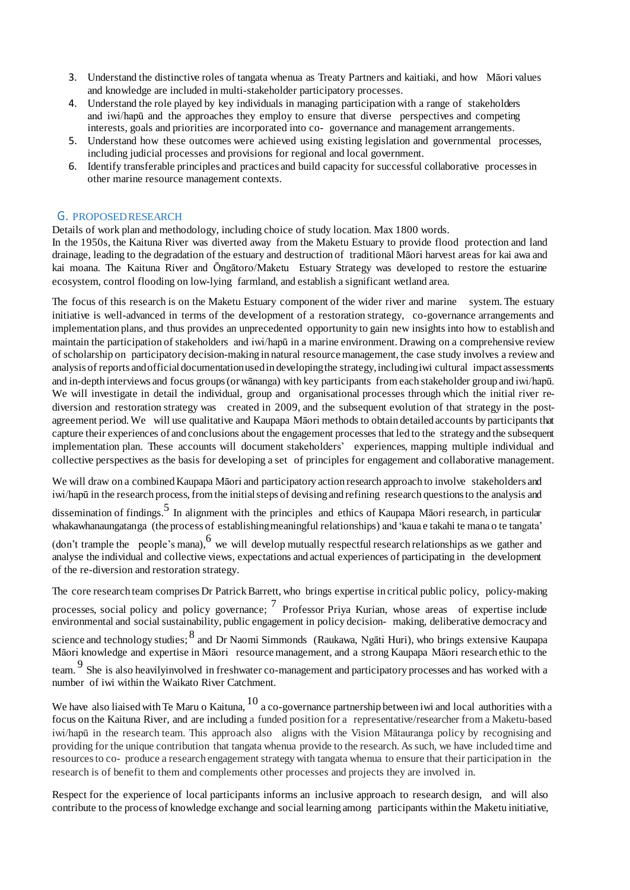3. Understand the distinctive roles of tangata whenua as Treaty Partners and kaitiaki, and how Māori values and knowledge are included in multi-stakeholder participatory processes.
4. Understand the role played by key individuals in managing participation with a range of stakeholders and iwi/hapū and the approaches they employ to ensure that diverse perspectives and competing interests, goals and priorities are incorporated into co- governance and management arrangements.
5. Understand how these outcomes were achieved using existing legislation and governmental processes, including judicial processes and provisions for regional and local government.
6. Identify transferable principles and practices and build capacity for successful collaborative processes in other marine resource management contexts.

## G. PROPOSED RESEARCH

Details of work plan and methodology, including choice of study location. Max 1800 words.

In the 1950s, the Kaituna River was diverted away from the Maketu Estuary to provide flood protection and land drainage, leading to the degradation of the estuary and destruction of traditional Māori harvest areas for kai awa and kai moana. The Kaituna River and Ōngātoro/Maketu Estuary Strategy was developed to restore the estuarine ecosystem, control flooding on low-lying farmland, and establish a significant wetland area.

The focus of this research is on the Maketu Estuary component of the wider river and marine system. The estuary initiative is well-advanced in terms of the development of a restoration strategy, co-governance arrangements and implementation plans, and thus provides an unprecedented opportunity to gain new insights into how to establish and maintain the participation of stakeholders and iwi/hapū in a marine environment. Drawing on a comprehensive review of scholarship on participatory decision-making in natural resource management, the case study involves a review and analysis of reports and official documentation used in developing the strategy, including iwi cultural impact assessments and in-depth interviews and focus groups (or wānanga) with key participants from each stakeholder group and iwi/hapū. We will investigate in detail the individual, group and organisational processes through which the initial river re-diversion and restoration strategy was created in 2009, and the subsequent evolution of that strategy in the post-agreement period. We will use qualitative and Kaupapa Māori methods to obtain detailed accounts by participants that capture their experiences of and conclusions about the engagement processes that led to the strategy and the subsequent implementation plan. These accounts will document stakeholders' experiences, mapping multiple individual and collective perspectives as the basis for developing a set of principles for engagement and collaborative management.

We will draw on a combined Kaupapa Māori and participatory action research approach to involve stakeholders and iwi/hapū in the research process, from the initial steps of devising and refining research questions to the analysis and dissemination of findings.[5] In alignment with the principles and ethics of Kaupapa Māori research, in particular whakawhanaungatanga (the process of establishing meaningful relationships) and 'kaua e takahi te mana o te tangata' (don't trample the people's mana),[6] we will develop mutually respectful research relationships as we gather and analyse the individual and collective views, expectations and actual experiences of participating in the development of the re-diversion and restoration strategy.

The core research team comprises Dr Patrick Barrett, who brings expertise in critical public policy, policy-making processes, social policy and policy governance;[7] Professor Priya Kurian, whose areas of expertise include environmental and social sustainability, public engagement in policy decision- making, deliberative democracy and science and technology studies;[8] and Dr Naomi Simmonds (Raukawa, Ngāti Huri), who brings extensive Kaupapa Māori knowledge and expertise in Māori resource management, and a strong Kaupapa Māori research ethic to the team.[9] She is also heavilyinvolved in freshwater co-management and participatory processes and has worked with a number of iwi within the Waikato River Catchment.

We have also liaised with Te Maru o Kaituna,[10] a co-governance partnership between iwi and local authorities with a focus on the Kaituna River, and are including a funded position for a representative/researcher from a Maketu-based iwi/hapū in the research team. This approach also aligns with the Vision Mātauranga policy by recognising and providing for the unique contribution that tangata whenua provide to the research. As such, we have included time and resources to co- produce a research engagement strategy with tangata whenua to ensure that their participation in the research is of benefit to them and complements other processes and projects they are involved in.

Respect for the experience of local participants informs an inclusive approach to research design, and will also contribute to the process of knowledge exchange and social learning among participants within the Maketu initiative,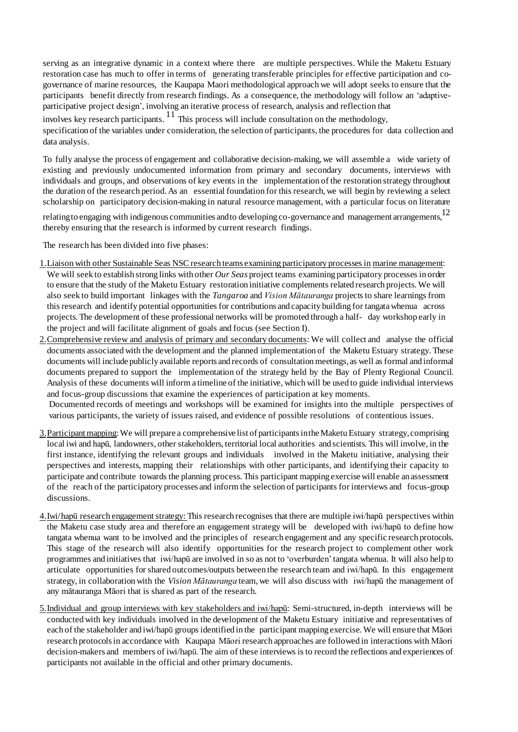serving as an integrative dynamic in a context where there are multiple perspectives. While the Maketu Estuary restoration case has much to offer in terms of generating transferable principles for effective participation and co-governance of marine resources, the Kaupapa Maori methodological approach we will adopt seeks to ensure that the participants benefit directly from research findings. As a consequence, the methodology will follow an 'adaptive-participative project design', involving an iterative process of research, analysis and reflection that involves key research participants.[11] This process will include consultation on the methodology, specification of the variables under consideration, the selection of participants, the procedures for data collection and data analysis.

To fully analyse the process of engagement and collaborative decision-making, we will assemble a wide variety of existing and previously undocumented information from primary and secondary documents, interviews with individuals and groups, and observations of key events in the implementation of the restoration strategy throughout the duration of the research period. As an essential foundation for this research, we will begin by reviewing a select scholarship on participatory decision-making in natural resource management, with a particular focus on literature relating to engaging with indigenous communities and to developing co-governance and management arrangements,[12] thereby ensuring that the research is informed by current research findings.

The research has been divided into five phases:

1. Liaison with other Sustainable Seas NSC research teams examining participatory processes in marine management: We will seek to establish strong links with other *Our Seas* project teams examining participatory processes in order to ensure that the study of the Maketu Estuary restoration initiative complements related research projects. We will also seek to build important linkages with the *Tangaroa* and *Vision Mātauranga* projects to share learnings from this research and identify potential opportunities for contributions and capacity building for tangata whenua across projects. The development of these professional networks will be promoted through a half- day workshop early in the project and will facilitate alignment of goals and focus (see Section I).
2. Comprehensive review and analysis of primary and secondary documents: We will collect and analyse the official documents associated with the development and the planned implementation of the Maketu Estuary strategy. These documents will include publicly available reports and records of consultation meetings, as well as formal and informal documents prepared to support the implementation of the strategy held by the Bay of Plenty Regional Council. Analysis of these documents will inform a timeline of the initiative, which will be used to guide individual interviews and focus-group discussions that examine the experiences of participation at key moments.
   Documented records of meetings and workshops will be examined for insights into the multiple perspectives of various participants, the variety of issues raised, and evidence of possible resolutions of contentious issues.
3. Participant mapping: We will prepare a comprehensive list of participants in the Maketu Estuary strategy, comprising local iwi and hapū, landowners, other stakeholders, territorial local authorities and scientists. This will involve, in the first instance, identifying the relevant groups and individuals involved in the Maketu initiative, analysing their perspectives and interests, mapping their relationships with other participants, and identifying their capacity to participate and contribute towards the planning process. This participant mapping exercise will enable an assessment of the reach of the participatory processes and inform the selection of participants for interviews and focus-group discussions.
4. Iwi/hapū research engagement strategy: This research recognises that there are multiple iwi/hapū perspectives within the Maketu case study area and therefore an engagement strategy will be developed with iwi/hapū to define how tangata whenua want to be involved and the principles of research engagement and any specific research protocols. This stage of the research will also identify opportunities for the research project to complement other work programmes and initiatives that iwi/hapū are involved in so as not to 'overburden' tangata whenua. It will also help to articulate opportunities for shared outcomes/outputs between the research team and iwi/hapū. In this engagement strategy, in collaboration with the *Vision Mātauranga* team, we will also discuss with iwi/hapū the management of any mātauranga Māori that is shared as part of the research.
5. Individual and group interviews with key stakeholders and iwi/hapū: Semi-structured, in-depth interviews will be conducted with key individuals involved in the development of the Maketu Estuary initiative and representatives of each of the stakeholder and iwi/hapū groups identified in the participant mapping exercise. We will ensure that Māori research protocols in accordance with Kaupapa Māori research approaches are followed in interactions with Māori decision-makers and members of iwi/hapū. The aim of these interviews is to record the reflections and experiences of participants not available in the official and other primary documents.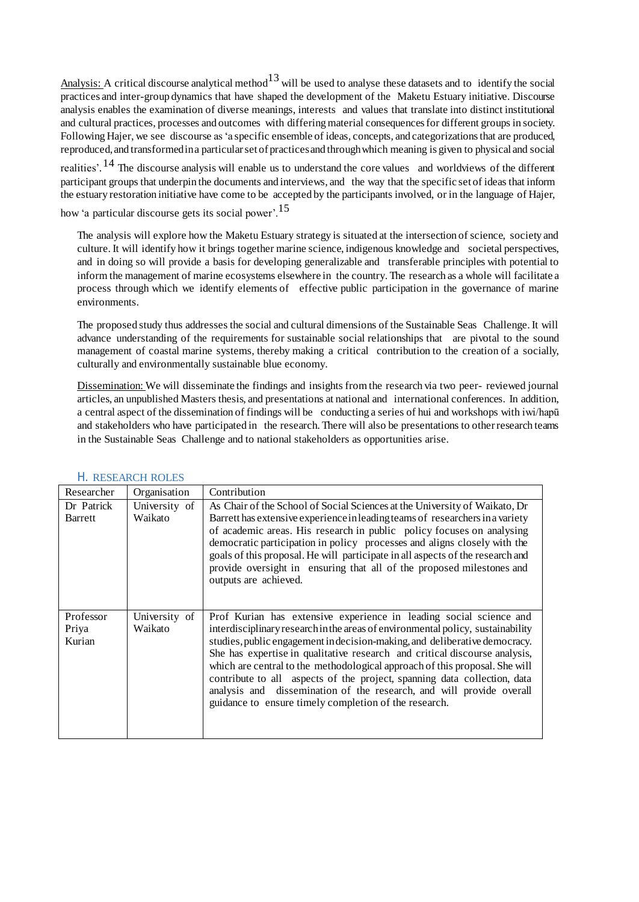Analysis: A critical discourse analytical method[13] will be used to analyse these datasets and to identify the social practices and inter-group dynamics that have shaped the development of the Maketu Estuary initiative. Discourse analysis enables the examination of diverse meanings, interests and values that translate into distinct institutional and cultural practices, processes and outcomes with differing material consequences for different groups in society. Following Hajer, we see discourse as 'a specific ensemble of ideas, concepts, and categorizations that are produced, reproduced, and transformed in a particular set of practices and through which meaning is given to physical and social realities'.[14] The discourse analysis will enable us to understand the core values and worldviews of the different participant groups that underpin the documents and interviews, and the way that the specific set of ideas that inform the estuary restoration initiative have come to be accepted by the participants involved, or in the language of Hajer, how 'a particular discourse gets its social power'.[15]

The analysis will explore how the Maketu Estuary strategy is situated at the intersection of science, society and culture. It will identify how it brings together marine science, indigenous knowledge and societal perspectives, and in doing so will provide a basis for developing generalizable and transferable principles with potential to inform the management of marine ecosystems elsewhere in the country. The research as a whole will facilitate a process through which we identify elements of effective public participation in the governance of marine environments.

The proposed study thus addresses the social and cultural dimensions of the Sustainable Seas Challenge. It will advance understanding of the requirements for sustainable social relationships that are pivotal to the sound management of coastal marine systems, thereby making a critical contribution to the creation of a socially, culturally and environmentally sustainable blue economy.

Dissemination: We will disseminate the findings and insights from the research via two peer- reviewed journal articles, an unpublished Masters thesis, and presentations at national and international conferences. In addition, a central aspect of the dissemination of findings will be conducting a series of hui and workshops with iwi/hapū and stakeholders who have participated in the research. There will also be presentations to other research teams in the Sustainable Seas Challenge and to national stakeholders as opportunities arise.

## H. RESEARCH ROLES

| Researcher | Organisation | Contribution |
|---|---|---|
| Dr Patrick Barrett | University of Waikato | As Chair of the School of Social Sciences at the University of Waikato, Dr Barrett has extensive experience in leading teams of researchers in a variety of academic areas. His research in public policy focuses on analysing democratic participation in policy processes and aligns closely with the goals of this proposal. He will participate in all aspects of the research and provide oversight in ensuring that all of the proposed milestones and outputs are achieved. |
| Professor Priya Kurian | University of Waikato | Prof Kurian has extensive experience in leading social science and interdisciplinary research in the areas of environmental policy, sustainability studies, public engagement in decision-making, and deliberative democracy. She has expertise in qualitative research and critical discourse analysis, which are central to the methodological approach of this proposal. She will contribute to all aspects of the project, spanning data collection, data analysis and dissemination of the research, and will provide overall guidance to ensure timely completion of the research. |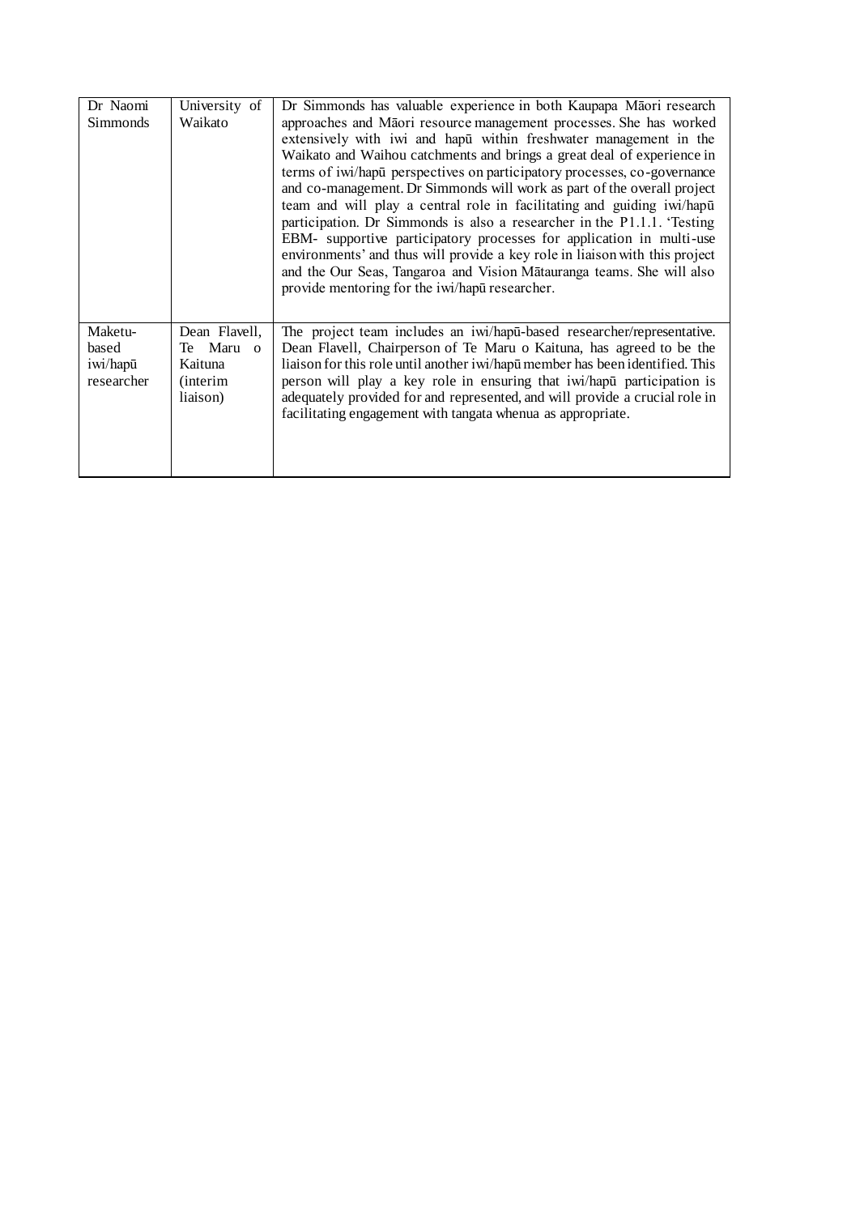| | | |
|---|---|---|
| Dr Naomi Simmonds | University of Waikato | Dr Simmonds has valuable experience in both Kaupapa Māori research approaches and Māori resource management processes. She has worked extensively with iwi and hapū within freshwater management in the Waikato and Waihou catchments and brings a great deal of experience in terms of iwi/hapū perspectives on participatory processes, co-governance and co-management. Dr Simmonds will work as part of the overall project team and will play a central role in facilitating and guiding iwi/hapū participation. Dr Simmonds is also a researcher in the P1.1.1. 'Testing EBM- supportive participatory processes for application in multi-use environments' and thus will provide a key role in liaison with this project and the Our Seas, Tangaroa and Vision Mātauranga teams. She will also provide mentoring for the iwi/hapū researcher. |
| Maketu-based iwi/hapū researcher | Dean Flavell, Te Maru o Kaituna (interim liaison) | The project team includes an iwi/hapū-based researcher/representative. Dean Flavell, Chairperson of Te Maru o Kaituna, has agreed to be the liaison for this role until another iwi/hapū member has been identified. This person will play a key role in ensuring that iwi/hapū participation is adequately provided for and represented, and will provide a crucial role in facilitating engagement with tangata whenua as appropriate. |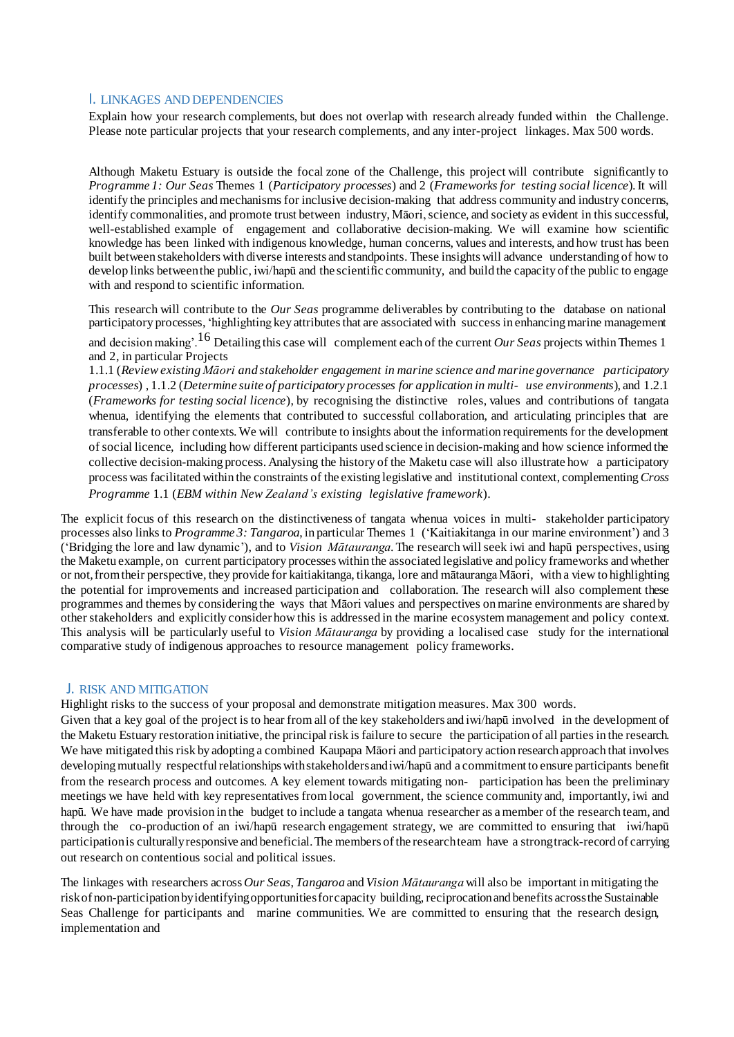## I. LINKAGES AND DEPENDENCIES

Explain how your research complements, but does not overlap with research already funded within the Challenge. Please note particular projects that your research complements, and any inter-project linkages. Max 500 words.

Although Maketu Estuary is outside the focal zone of the Challenge, this project will contribute significantly to *Programme 1: Our Seas* Themes 1 (*Participatory processes*) and 2 (*Frameworks for testing social licence*). It will identify the principles and mechanisms for inclusive decision-making that address community and industry concerns, identify commonalities, and promote trust between industry, Māori, science, and society as evident in this successful, well-established example of engagement and collaborative decision-making. We will examine how scientific knowledge has been linked with indigenous knowledge, human concerns, values and interests, and how trust has been built between stakeholders with diverse interests and standpoints. These insights will advance understanding of how to develop links between the public, iwi/hapū and the scientific community, and build the capacity of the public to engage with and respond to scientific information.

This research will contribute to the *Our Seas* programme deliverables by contributing to the database on national participatory processes, 'highlighting key attributes that are associated with success in enhancing marine management and decision making'.[16] Detailing this case will complement each of the current *Our Seas* projects within Themes 1 and 2, in particular Projects 1.1.1 (*Review existing Māori and stakeholder engagement in marine science and marine governance participatory processes*) , 1.1.2 (*Determine suite of participatory processes for application in multi- use environments*), and 1.2.1 (*Frameworks for testing social licence*), by recognising the distinctive roles, values and contributions of tangata whenua, identifying the elements that contributed to successful collaboration, and articulating principles that are transferable to other contexts. We will contribute to insights about the information requirements for the development of social licence, including how different participants used science in decision-making and how science informed the collective decision-making process. Analysing the history of the Maketu case will also illustrate how a participatory process was facilitated within the constraints of the existing legislative and institutional context, complementing *Cross Programme* 1.1 (*EBM within New Zealand's existing legislative framework*).

The explicit focus of this research on the distinctiveness of tangata whenua voices in multi- stakeholder participatory processes also links to *Programme 3: Tangaroa,* in particular Themes 1 ('Kaitiakitanga in our marine environment') and 3 ('Bridging the lore and law dynamic'), and to *Vision Mātauranga*. The research will seek iwi and hapū perspectives, using the Maketu example, on current participatory processes within the associated legislative and policy frameworks and whether or not, from their perspective, they provide for kaitiakitanga, tikanga, lore and mātauranga Māori, with a view to highlighting the potential for improvements and increased participation and collaboration. The research will also complement these programmes and themes by considering the ways that Māori values and perspectives on marine environments are shared by other stakeholders and explicitly consider how this is addressed in the marine ecosystem management and policy context. This analysis will be particularly useful to *Vision Mātauranga* by providing a localised case study for the international comparative study of indigenous approaches to resource management policy frameworks.

## J. RISK AND MITIGATION

Highlight risks to the success of your proposal and demonstrate mitigation measures. Max 300 words.

Given that a key goal of the project is to hear from all of the key stakeholders and iwi/hapū involved in the development of the Maketu Estuary restoration initiative, the principal risk is failure to secure the participation of all parties in the research. We have mitigated this risk by adopting a combined Kaupapa Māori and participatory action research approach that involves developing mutually respectful relationships with stakeholders and iwi/hapū and a commitment to ensure participants benefit from the research process and outcomes. A key element towards mitigating non- participation has been the preliminary meetings we have held with key representatives from local government, the science community and, importantly, iwi and hapū. We have made provision in the budget to include a tangata whenua researcher as a member of the research team, and through the co-production of an iwi/hapū research engagement strategy, we are committed to ensuring that iwi/hapū participation is culturally responsive and beneficial. The members of the research team have a strong track-record of carrying out research on contentious social and political issues.

The linkages with researchers across *Our Seas*, *Tangaroa* and *Vision Mātauranga* will also be important in mitigating the risk of non-participation by identifying opportunities for capacity building, reciprocation and benefits across the Sustainable Seas Challenge for participants and marine communities. We are committed to ensuring that the research design, implementation and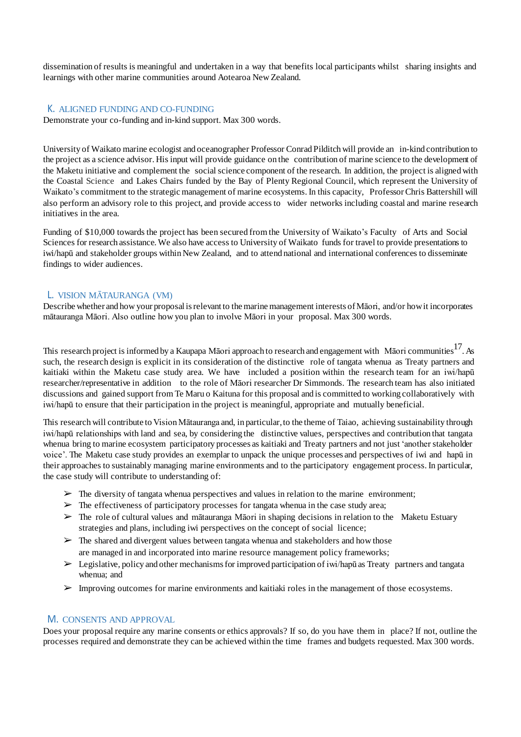dissemination of results is meaningful and undertaken in a way that benefits local participants whilst sharing insights and learnings with other marine communities around Aotearoa New Zealand.

## K. ALIGNED FUNDING AND CO-FUNDING

Demonstrate your co-funding and in-kind support. Max 300 words.

University of Waikato marine ecologist and oceanographer Professor Conrad Pilditch will provide an in-kind contribution to the project as a science advisor. His input will provide guidance on the contribution of marine science to the development of the Maketu initiative and complement the social science component of the research. In addition, the project is aligned with the Coastal Science and Lakes Chairs funded by the Bay of Plenty Regional Council, which represent the University of Waikato's commitment to the strategic management of marine ecosystems. In this capacity, Professor Chris Battershill will also perform an advisory role to this project, and provide access to wider networks including coastal and marine research initiatives in the area.

Funding of $10,000 towards the project has been secured from the University of Waikato's Faculty of Arts and Social Sciences for research assistance. We also have access to University of Waikato funds for travel to provide presentations to iwi/hapū and stakeholder groups within New Zealand, and to attend national and international conferences to disseminate findings to wider audiences.

## L. VISION MĀTAURANGA (VM)

Describe whether and how your proposal is relevant to the marine management interests of Māori, and/or how it incorporates mātauranga Māori. Also outline how you plan to involve Māori in your proposal. Max 300 words.

This research project is informed by a Kaupapa Māori approach to research and engagement with Māori communities[17]. As such, the research design is explicit in its consideration of the distinctive role of tangata whenua as Treaty partners and kaitiaki within the Maketu case study area. We have included a position within the research team for an iwi/hapū researcher/representative in addition to the role of Māori researcher Dr Simmonds. The research team has also initiated discussions and gained support from Te Maru o Kaituna for this proposal and is committed to working collaboratively with iwi/hapū to ensure that their participation in the project is meaningful, appropriate and mutually beneficial.

This research will contribute to Vision Mātauranga and, in particular, to the theme of Taiao, achieving sustainability through iwi/hapū relationships with land and sea, by considering the distinctive values, perspectives and contribution that tangata whenua bring to marine ecosystem participatory processes as kaitiaki and Treaty partners and not just 'another stakeholder voice'. The Maketu case study provides an exemplar to unpack the unique processes and perspectives of iwi and hapū in their approaches to sustainably managing marine environments and to the participatory engagement process. In particular, the case study will contribute to understanding of:

- The diversity of tangata whenua perspectives and values in relation to the marine environment;
- The effectiveness of participatory processes for tangata whenua in the case study area;
- The role of cultural values and mātauranga Māori in shaping decisions in relation to the Maketu Estuary strategies and plans, including iwi perspectives on the concept of social licence;
- The shared and divergent values between tangata whenua and stakeholders and how those are managed in and incorporated into marine resource management policy frameworks;
- Legislative, policy and other mechanisms for improved participation of iwi/hapū as Treaty partners and tangata whenua; and
- Improving outcomes for marine environments and kaitiaki roles in the management of those ecosystems.

## M. CONSENTS AND APPROVAL

Does your proposal require any marine consents or ethics approvals? If so, do you have them in place? If not, outline the processes required and demonstrate they can be achieved within the time frames and budgets requested. Max 300 words.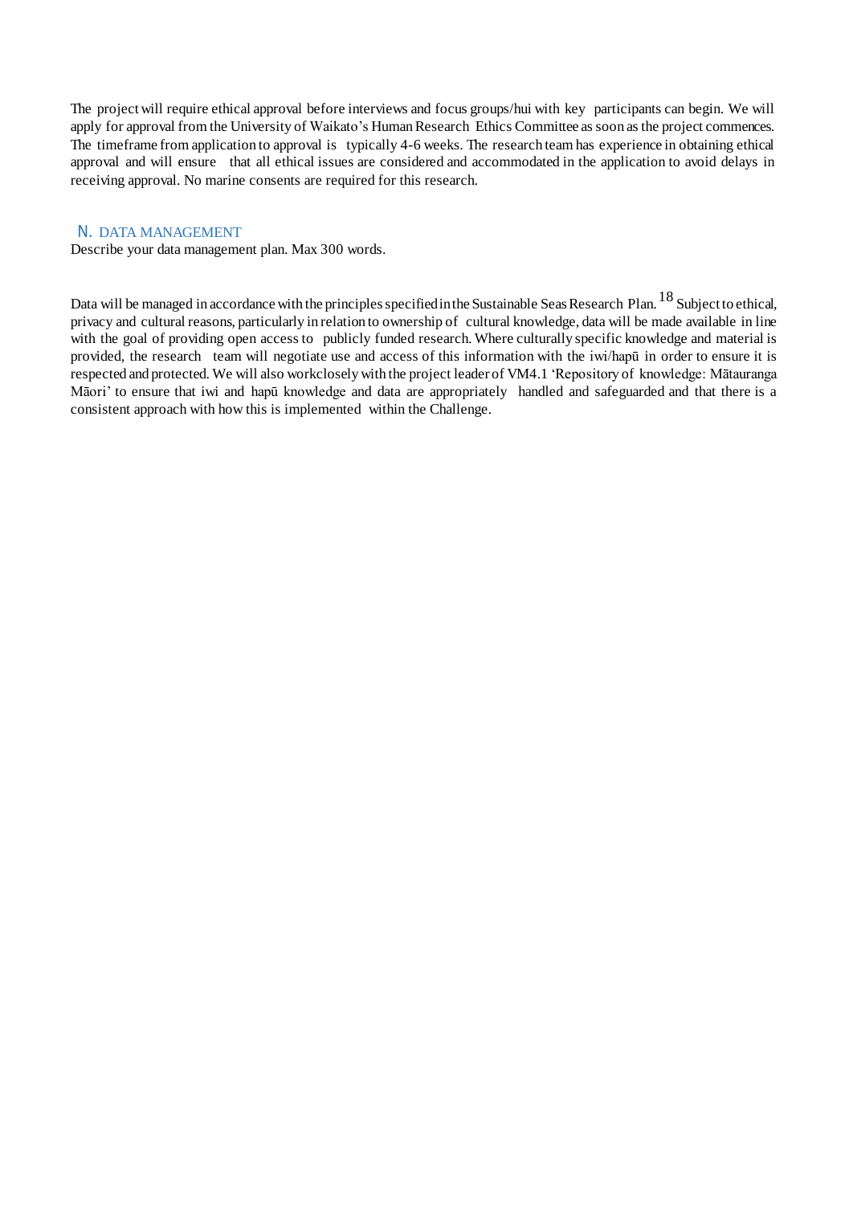The project will require ethical approval before interviews and focus groups/hui with key participants can begin. We will apply for approval from the University of Waikato's Human Research Ethics Committee as soon as the project commences. The timeframe from application to approval is typically 4-6 weeks. The research team has experience in obtaining ethical approval and will ensure that all ethical issues are considered and accommodated in the application to avoid delays in receiving approval. No marine consents are required for this research.

## N. DATA MANAGEMENT

Describe your data management plan. Max 300 words.

Data will be managed in accordance with the principles specified in the Sustainable Seas Research Plan.[18] Subject to ethical, privacy and cultural reasons, particularly in relation to ownership of cultural knowledge, data will be made available in line with the goal of providing open access to publicly funded research. Where culturally specific knowledge and material is provided, the research team will negotiate use and access of this information with the iwi/hapū in order to ensure it is respected and protected. We will also workclosely with the project leader of VM4.1 'Repository of knowledge: Mātauranga Māori' to ensure that iwi and hapū knowledge and data are appropriately handled and safeguarded and that there is a consistent approach with how this is implemented within the Challenge.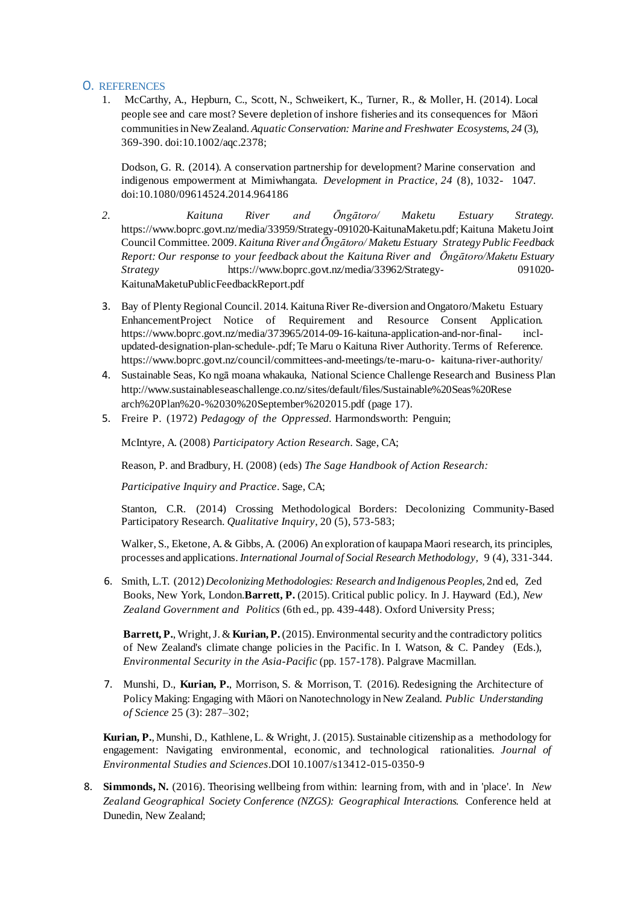## O. REFERENCES

1. McCarthy, A., Hepburn, C., Scott, N., Schweikert, K., Turner, R., & Moller, H. (2014). Local people see and care most? Severe depletion of inshore fisheries and its consequences for Māori communities in New Zealand. *Aquatic Conservation: Marine and Freshwater Ecosystems, 24* (3), 369-390. doi:10.1002/aqc.2378;

   Dodson, G. R. (2014). A conservation partnership for development? Marine conservation and indigenous empowerment at Mimiwhangata. *Development in Practice, 24* (8), 1032- 1047. doi:10.1080/09614524.2014.964186

2. *Kaituna River and Ōngātoro/ Maketu Estuary Strategy.* https://www.boprc.govt.nz/media/33959/Strategy-091020-KaitunaMaketu.pdf; Kaituna Maketu Joint Council Committee. 2009. *Kaituna River and Ōngātoro/ Maketu Estuary Strategy Public Feedback Report: Our response to your feedback about the Kaituna River and Ōngātoro/Maketu Estuary Strategy* https://www.boprc.govt.nz/media/33962/Strategy-091020-KaitunaMaketuPublicFeedbackReport.pdf

3. Bay of Plenty Regional Council. 2014. Kaituna River Re-diversion and Ongatoro/Maketu Estuary EnhancementProject Notice of Requirement and Resource Consent Application. https://www.boprc.govt.nz/media/373965/2014-09-16-kaituna-application-and-nor-final- incl-updated-designation-plan-schedule-.pdf; Te Maru o Kaituna River Authority. Terms of Reference. https://www.boprc.govt.nz/council/committees-and-meetings/te-maru-o- kaituna-river-authority/

4. Sustainable Seas, Ko ngā moana whakauka, National Science Challenge Research and Business Plan http://www.sustainableseaschallenge.co.nz/sites/default/files/Sustainable%20Seas%20Research%20Plan%20-%2030%20September%202015.pdf (page 17).

5. Freire P. (1972) *Pedagogy of the Oppressed.* Harmondsworth: Penguin;

   McIntyre, A. (2008) *Participatory Action Research*. Sage, CA;

   Reason, P. and Bradbury, H. (2008) (eds) *The Sage Handbook of Action Research:*

   *Participative Inquiry and Practice*. Sage, CA;

   Stanton, C.R. (2014) Crossing Methodological Borders: Decolonizing Community-Based Participatory Research. *Qualitative Inquiry*, 20 (5), 573-583;

   Walker, S., Eketone, A. & Gibbs, A. (2006) An exploration of kaupapa Maori research, its principles, processes and applications. *International Journal of Social Research Methodology,* 9 (4), 331-344.

6. Smith, L.T. (2012) *Decolonizing Methodologies: Research and Indigenous Peoples*, 2nd ed, Zed Books, New York, London.**Barrett, P.** (2015). Critical public policy. In J. Hayward (Ed.), *New Zealand Government and Politics* (6th ed., pp. 439-448). Oxford University Press;

   **Barrett, P.**, Wright, J. & **Kurian, P.** (2015). Environmental security and the contradictory politics of New Zealand's climate change policies in the Pacific. In I. Watson, & C. Pandey (Eds.), *Environmental Security in the Asia-Pacific* (pp. 157-178). Palgrave Macmillan.

7. Munshi, D., **Kurian, P.**, Morrison, S. & Morrison, T. (2016). Redesigning the Architecture of Policy Making: Engaging with Māori on Nanotechnology in New Zealand. *Public Understanding of Science* 25 (3): 287–302;

   **Kurian, P.**, Munshi, D., Kathlene, L. & Wright, J. (2015). Sustainable citizenship as a methodology for engagement: Navigating environmental, economic, and technological rationalities. *Journal of Environmental Studies and Sciences*.DOI 10.1007/s13412-015-0350-9

8. **Simmonds, N.** (2016). Theorising wellbeing from within: learning from, with and in 'place'. In *New Zealand Geographical Society Conference (NZGS): Geographical Interactions.* Conference held at Dunedin, New Zealand;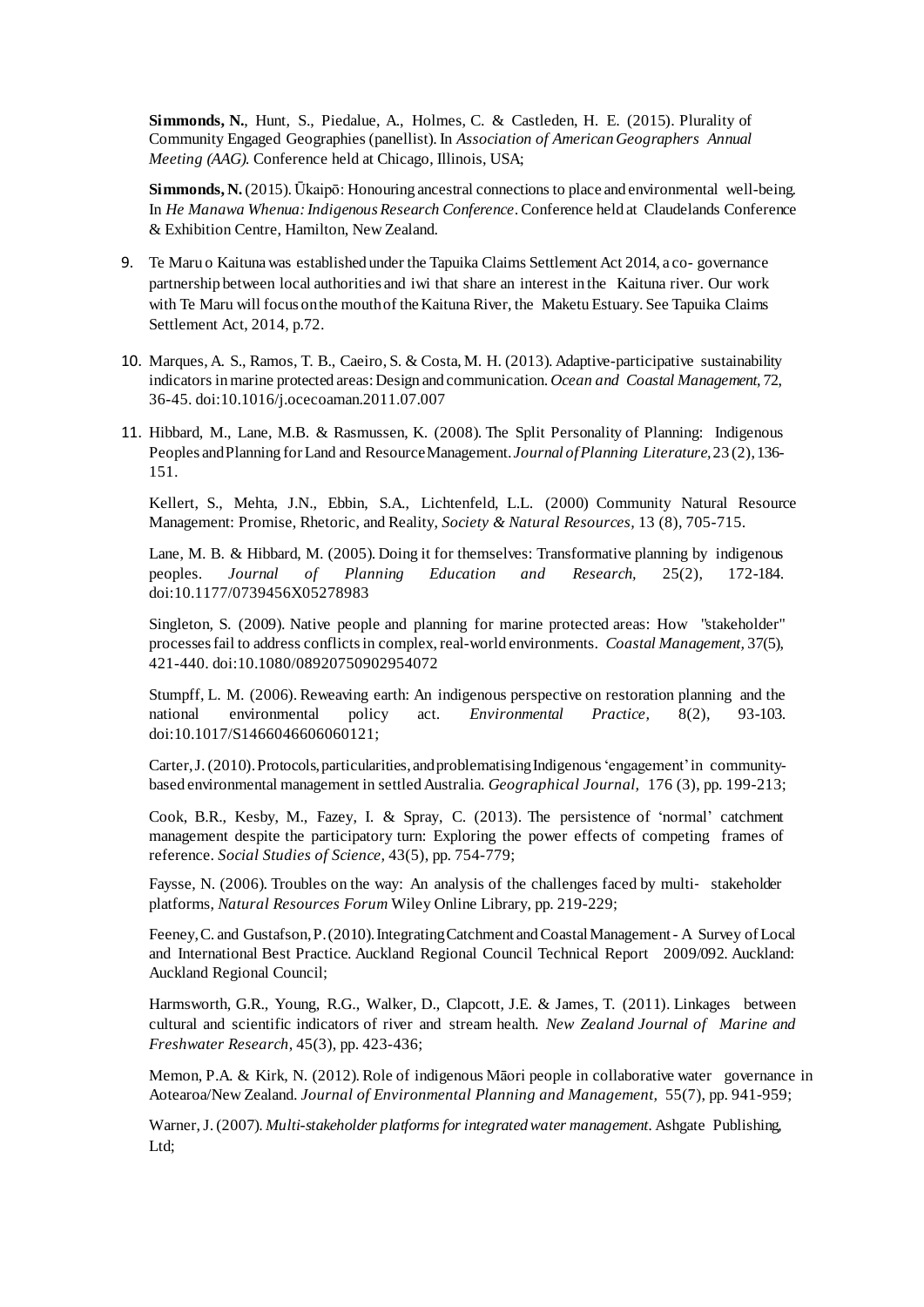**Simmonds, N.**, Hunt, S., Piedalue, A., Holmes, C. & Castleden, H. E. (2015). Plurality of Community Engaged Geographies (panellist). In *Association of American Geographers Annual Meeting (AAG)*. Conference held at Chicago, Illinois, USA;

**Simmonds, N.** (2015). Ūkaipō: Honouring ancestral connections to place and environmental well-being. In *He Manawa Whenua: Indigenous Research Conference*. Conference held at Claudelands Conference & Exhibition Centre, Hamilton, New Zealand.

9. Te Maru o Kaituna was established under the Tapuika Claims Settlement Act 2014, a co- governance partnership between local authorities and iwi that share an interest in the Kaituna river. Our work with Te Maru will focus on the mouth of the Kaituna River, the Maketu Estuary. See Tapuika Claims Settlement Act, 2014, p.72.

10. Marques, A. S., Ramos, T. B., Caeiro, S. & Costa, M. H. (2013). Adaptive-participative sustainability indicators in marine protected areas: Design and communication. *Ocean and Coastal Management*, 72, 36-45. doi:10.1016/j.ocecoaman.2011.07.007

11. Hibbard, M., Lane, M.B. & Rasmussen, K. (2008). The Split Personality of Planning: Indigenous Peoples and Planning for Land and Resource Management. *Journal of Planning Literature*, 23 (2), 136-151.

Kellert, S., Mehta, J.N., Ebbin, S.A., Lichtenfeld, L.L. (2000) Community Natural Resource Management: Promise, Rhetoric, and Reality, *Society & Natural Resources*, 13 (8), 705-715.

Lane, M. B. & Hibbard, M. (2005). Doing it for themselves: Transformative planning by indigenous peoples. *Journal of Planning Education and Research*, 25(2), 172-184. doi:10.1177/0739456X05278983

Singleton, S. (2009). Native people and planning for marine protected areas: How "stakeholder" processes fail to address conflicts in complex, real-world environments. *Coastal Management*, 37(5), 421-440. doi:10.1080/08920750902954072

Stumpff, L. M. (2006). Reweaving earth: An indigenous perspective on restoration planning and the national environmental policy act. *Environmental Practice*, 8(2), 93-103. doi:10.1017/S1466046606060121;

Carter, J. (2010). Protocols, particularities, and problematising Indigenous 'engagement' in community-based environmental management in settled Australia. *Geographical Journal*, 176 (3), pp. 199-213;

Cook, B.R., Kesby, M., Fazey, I. & Spray, C. (2013). The persistence of 'normal' catchment management despite the participatory turn: Exploring the power effects of competing frames of reference. *Social Studies of Science*, 43(5), pp. 754-779;

Faysse, N. (2006). Troubles on the way: An analysis of the challenges faced by multi- stakeholder platforms, *Natural Resources Forum* Wiley Online Library, pp. 219-229;

Feeney, C. and Gustafson, P. (2010). Integrating Catchment and Coastal Management - A Survey of Local and International Best Practice. Auckland Regional Council Technical Report 2009/092. Auckland: Auckland Regional Council;

Harmsworth, G.R., Young, R.G., Walker, D., Clapcott, J.E. & James, T. (2011). Linkages between cultural and scientific indicators of river and stream health. *New Zealand Journal of Marine and Freshwater Research*, 45(3), pp. 423-436;

Memon, P.A. & Kirk, N. (2012). Role of indigenous Māori people in collaborative water governance in Aotearoa/New Zealand. *Journal of Environmental Planning and Management*, 55(7), pp. 941-959;

Warner, J. (2007). *Multi-stakeholder platforms for integrated water management*. Ashgate Publishing, Ltd;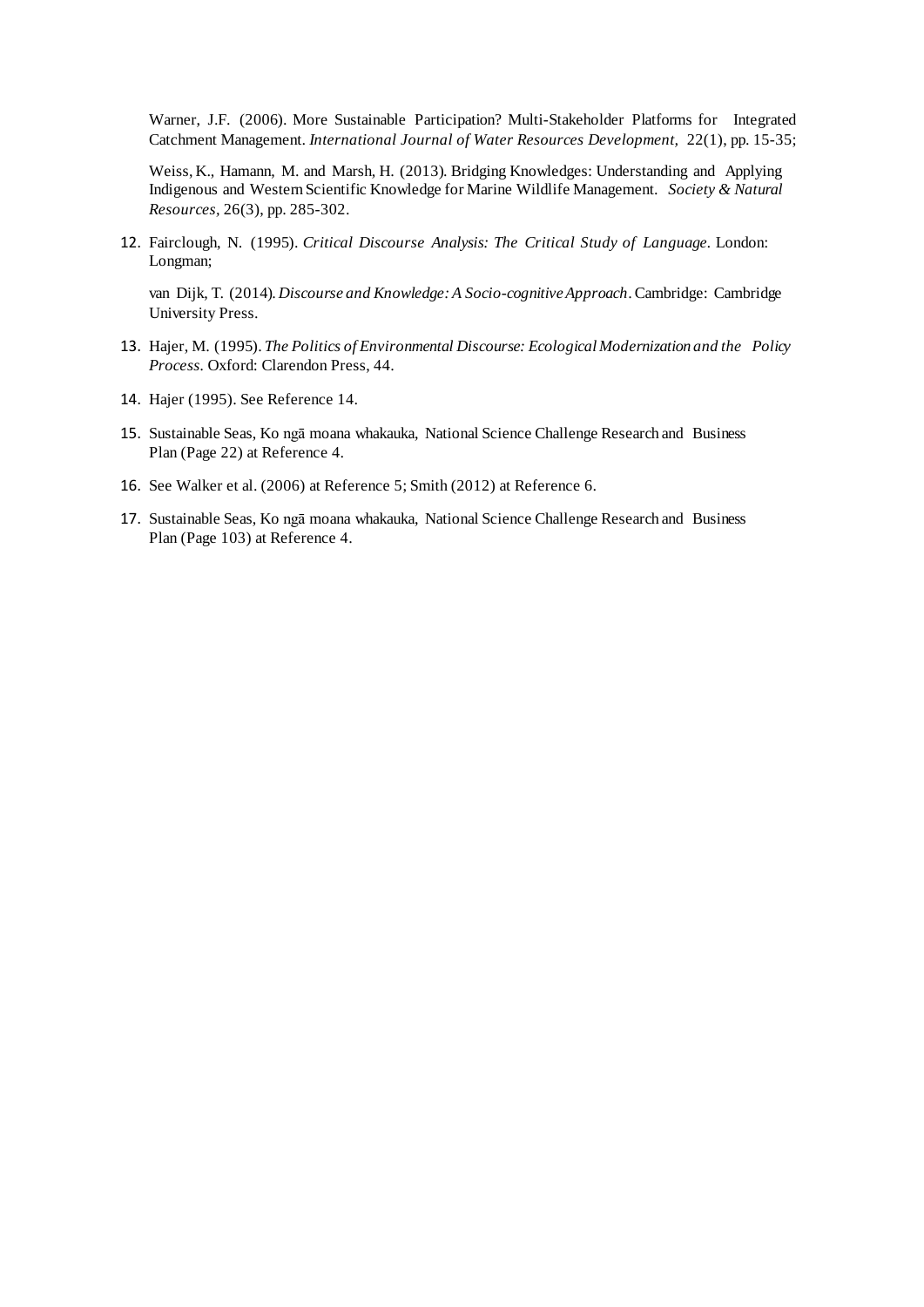Warner, J.F. (2006). More Sustainable Participation? Multi-Stakeholder Platforms for Integrated Catchment Management. *International Journal of Water Resources Development,* 22(1), pp. 15-35;

Weiss, K., Hamann, M. and Marsh, H. (2013). Bridging Knowledges: Understanding and Applying Indigenous and Western Scientific Knowledge for Marine Wildlife Management. *Society & Natural Resources*, 26(3), pp. 285-302.

12. Fairclough, N. (1995). *Critical Discourse Analysis: The Critical Study of Language*. London: Longman;

    van Dijk, T. (2014). *Discourse and Knowledge: A Socio-cognitive Approach*. Cambridge: Cambridge University Press.

13. Hajer, M. (1995). *The Politics of Environmental Discourse: Ecological Modernization and the Policy Process*. Oxford: Clarendon Press, 44.
14. Hajer (1995). See Reference 14.
15. Sustainable Seas, Ko ngā moana whakauka, National Science Challenge Research and Business Plan (Page 22) at Reference 4.
16. See Walker et al. (2006) at Reference 5; Smith (2012) at Reference 6.
17. Sustainable Seas, Ko ngā moana whakauka, National Science Challenge Research and Business Plan (Page 103) at Reference 4.